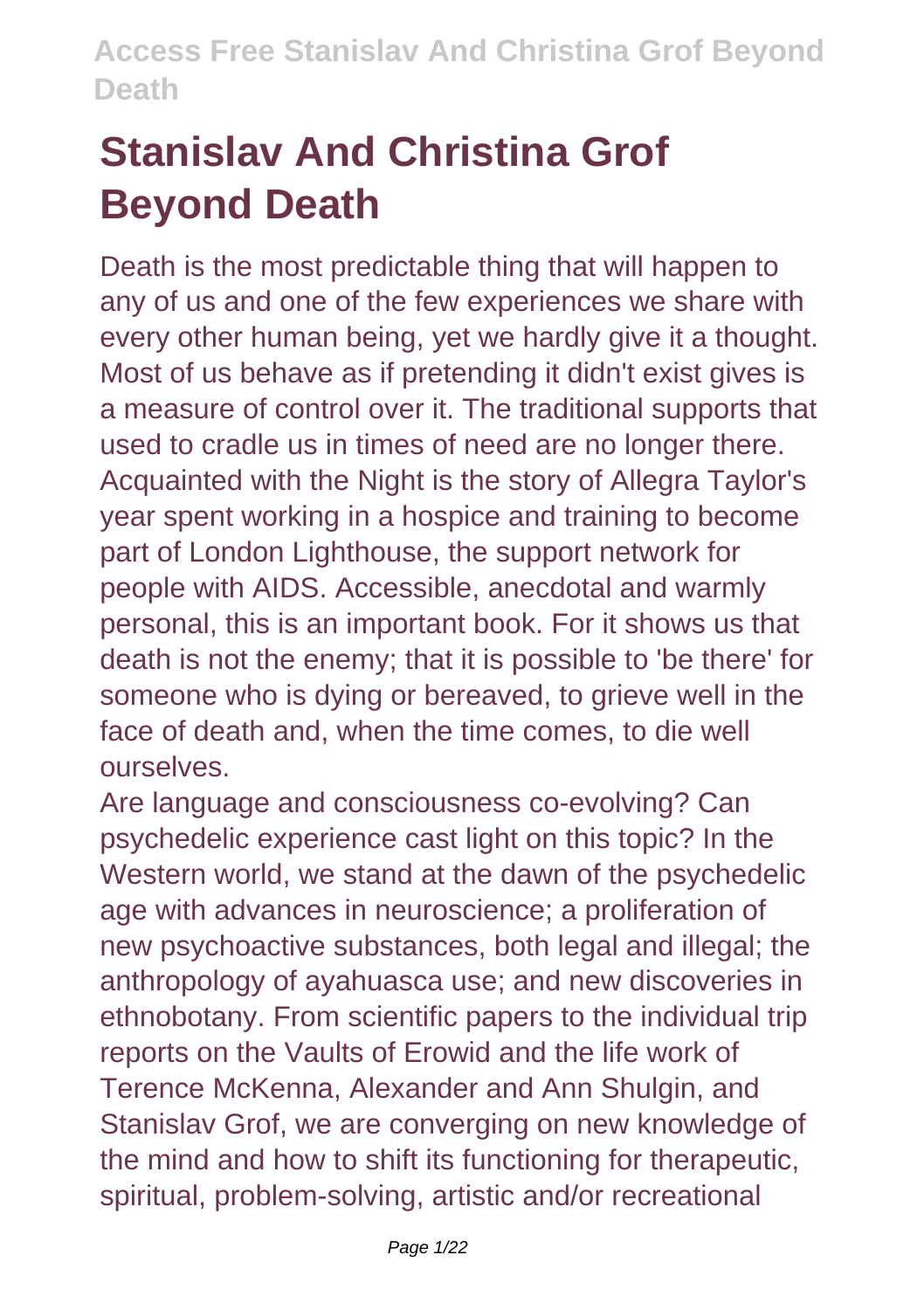# Stanislav And Christina Grof Beyond Death

Death is the most predictable thing that will happen to any of us and one of the few experiences we share with every other human being, yet we hardly give it a thought. Most of us behave as if pretending it didn't exist gives is a measure of control over it. The traditional supports that used to cradle us in times of need are no longer there. Acquainted with the Night is the story of Allegra Taylor's year spent working in a hospice and training to become part of London Lighthouse, the support network for people with AIDS. Accessible, anecdotal and warmly personal, this is an important book. For it shows us that death is not the enemy; that it is possible to 'be there' for someone who is dying or bereaved, to grieve well in the face of death and, when the time comes, to die well ourselves.

Are language and consciousness co-evolving? Can psychedelic experience cast light on this topic? In the Western world, we stand at the dawn of the psychedelic age with advances in neuroscience; a proliferation of new psychoactive substances, both legal and illegal; the anthropology of ayahuasca use; and new discoveries in ethnobotany. From scientific papers to the individual trip reports on the Vaults of Erowid and the life work of Terence McKenna, Alexander and Ann Shulgin, and Stanislav Grof, we are converging on new knowledge of the mind and how to shift its functioning for therapeutic, spiritual, problem-solving, artistic and/or recreational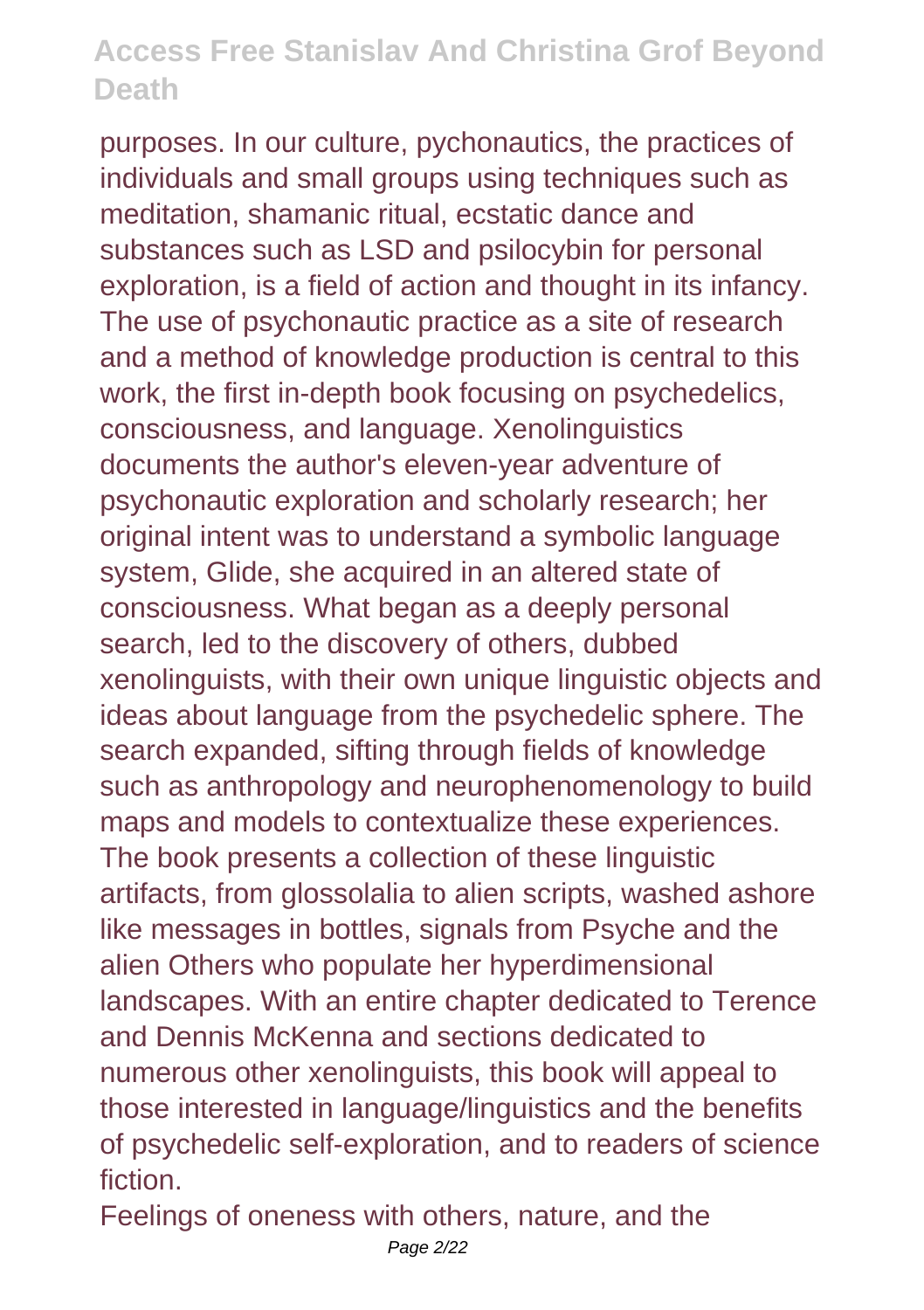purposes. In our culture, pychonautics, the practices of individuals and small groups using techniques such as meditation, shamanic ritual, ecstatic dance and substances such as LSD and psilocybin for personal exploration, is a field of action and thought in its infancy. The use of psychonautic practice as a site of research and a method of knowledge production is central to this work, the first in-depth book focusing on psychedelics, consciousness, and language. Xenolinguistics documents the author's eleven-year adventure of psychonautic exploration and scholarly research; her original intent was to understand a symbolic language system, Glide, she acquired in an altered state of consciousness. What began as a deeply personal search, led to the discovery of others, dubbed xenolinguists, with their own unique linguistic objects and ideas about language from the psychedelic sphere. The search expanded, sifting through fields of knowledge such as anthropology and neurophenomenology to build maps and models to contextualize these experiences. The book presents a collection of these linguistic artifacts, from glossolalia to alien scripts, washed ashore like messages in bottles, signals from Psyche and the alien Others who populate her hyperdimensional landscapes. With an entire chapter dedicated to Terence and Dennis McKenna and sections dedicated to numerous other xenolinguists, this book will appeal to those interested in language/linguistics and the benefits of psychedelic self-exploration, and to readers of science fiction.

Feelings of oneness with others, nature, and the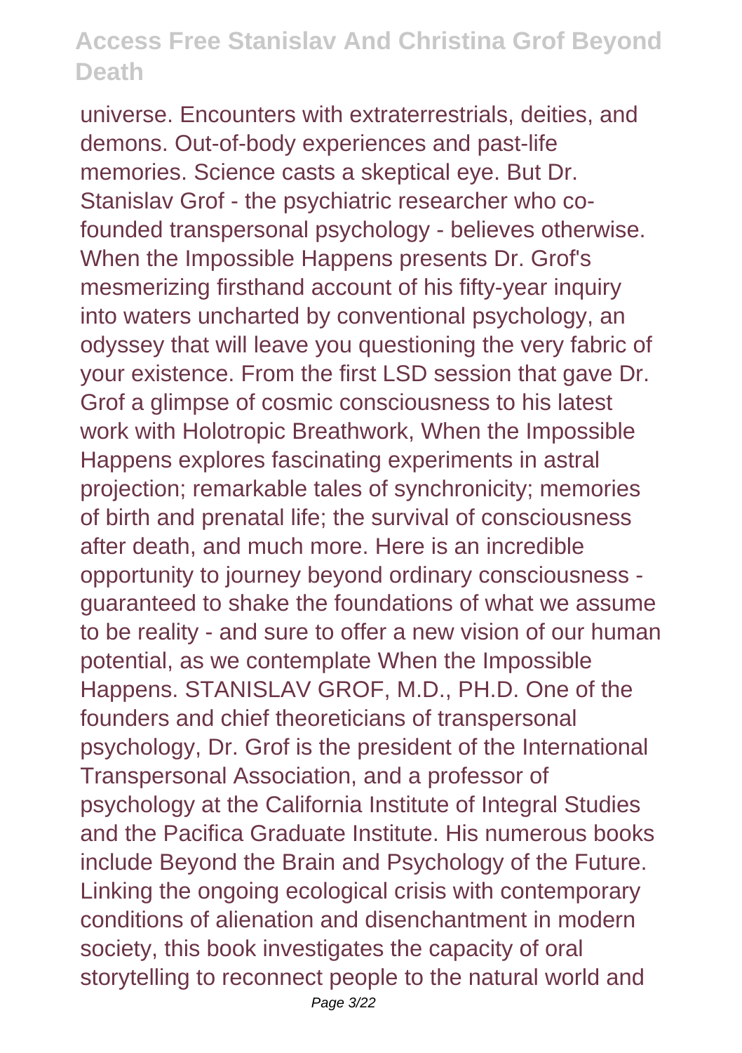universe. Encounters with extraterrestrials, deities, and demons. Out-of-body experiences and past-life memories. Science casts a skeptical eye. But Dr. Stanislav Grof - the psychiatric researcher who co-founded transpersonal psychology - believes otherwise. When the Impossible Happens presents Dr. Grof's mesmerizing firsthand account of his fifty-year inquiry into waters uncharted by conventional psychology, an odyssey that will leave you questioning the very fabric of your existence. From the first LSD session that gave Dr. Grof a glimpse of cosmic consciousness to his latest work with Holotropic Breathwork, When the Impossible Happens explores fascinating experiments in astral projection; remarkable tales of synchronicity; memories of birth and prenatal life; the survival of consciousness after death, and much more. Here is an incredible opportunity to journey beyond ordinary consciousness - guaranteed to shake the foundations of what we assume to be reality - and sure to offer a new vision of our human potential, as we contemplate When the Impossible Happens. STANISLAV GROF, M.D., PH.D. One of the founders and chief theoreticians of transpersonal psychology, Dr. Grof is the president of the International Transpersonal Association, and a professor of psychology at the California Institute of Integral Studies and the Pacifica Graduate Institute. His numerous books include Beyond the Brain and Psychology of the Future. Linking the ongoing ecological crisis with contemporary conditions of alienation and disenchantment in modern society, this book investigates the capacity of oral storytelling to reconnect people to the natural world and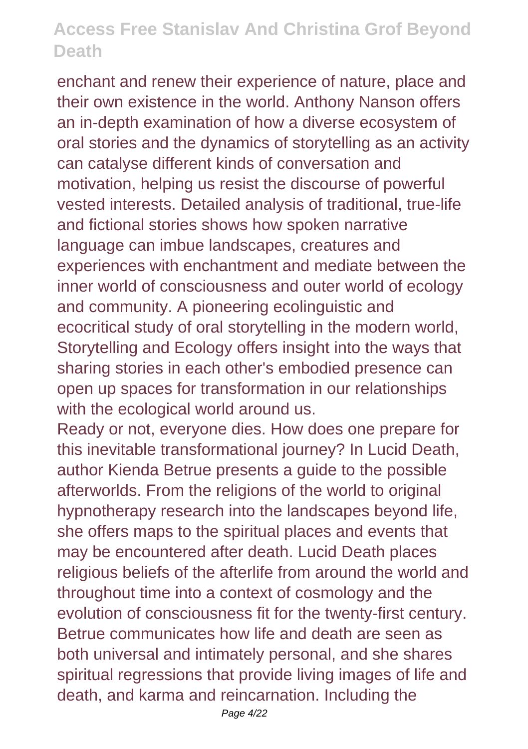enchant and renew their experience of nature, place and their own existence in the world. Anthony Nanson offers an in-depth examination of how a diverse ecosystem of oral stories and the dynamics of storytelling as an activity can catalyse different kinds of conversation and motivation, helping us resist the discourse of powerful vested interests. Detailed analysis of traditional, true-life and fictional stories shows how spoken narrative language can imbue landscapes, creatures and experiences with enchantment and mediate between the inner world of consciousness and outer world of ecology and community. A pioneering ecolinguistic and ecocritical study of oral storytelling in the modern world, Storytelling and Ecology offers insight into the ways that sharing stories in each other's embodied presence can open up spaces for transformation in our relationships with the ecological world around us.

Ready or not, everyone dies. How does one prepare for this inevitable transformational journey? In Lucid Death, author Kienda Betrue presents a guide to the possible afterworlds. From the religions of the world to original hypnotherapy research into the landscapes beyond life, she offers maps to the spiritual places and events that may be encountered after death. Lucid Death places religious beliefs of the afterlife from around the world and throughout time into a context of cosmology and the evolution of consciousness fit for the twenty-first century. Betrue communicates how life and death are seen as both universal and intimately personal, and she shares spiritual regressions that provide living images of life and death, and karma and reincarnation. Including the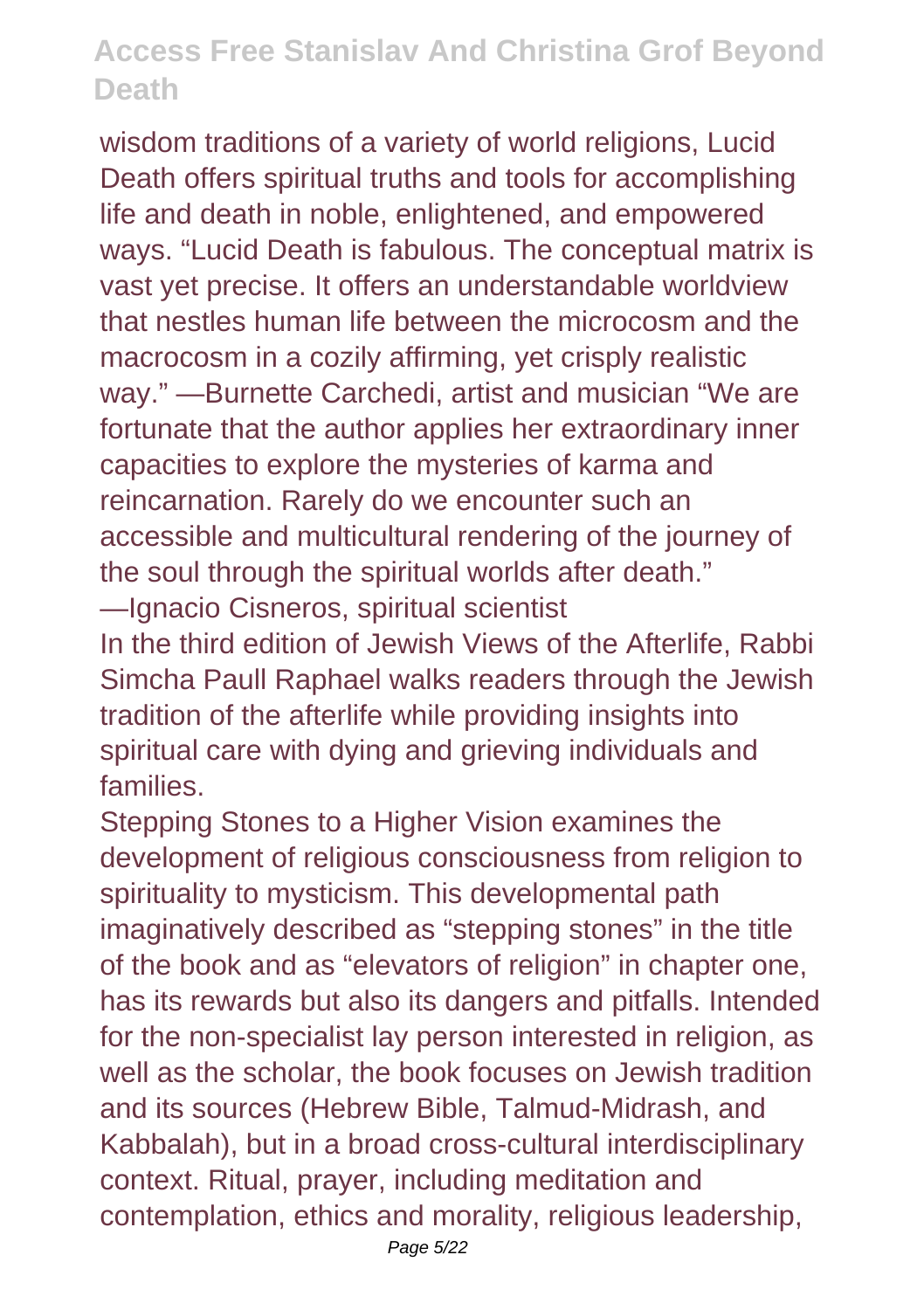wisdom traditions of a variety of world religions, Lucid Death offers spiritual truths and tools for accomplishing life and death in noble, enlightened, and empowered ways. "Lucid Death is fabulous. The conceptual matrix is vast yet precise. It offers an understandable worldview that nestles human life between the microcosm and the macrocosm in a cozily affirming, yet crisply realistic way." —Burnette Carchedi, artist and musician "We are fortunate that the author applies her extraordinary inner capacities to explore the mysteries of karma and reincarnation. Rarely do we encounter such an accessible and multicultural rendering of the journey of the soul through the spiritual worlds after death." —Ignacio Cisneros, spiritual scientist

In the third edition of Jewish Views of the Afterlife, Rabbi Simcha Paull Raphael walks readers through the Jewish tradition of the afterlife while providing insights into spiritual care with dying and grieving individuals and families.

Stepping Stones to a Higher Vision examines the development of religious consciousness from religion to spirituality to mysticism. This developmental path imaginatively described as "stepping stones" in the title of the book and as "elevators of religion" in chapter one, has its rewards but also its dangers and pitfalls. Intended for the non-specialist lay person interested in religion, as well as the scholar, the book focuses on Jewish tradition and its sources (Hebrew Bible, Talmud-Midrash, and Kabbalah), but in a broad cross-cultural interdisciplinary context. Ritual, prayer, including meditation and contemplation, ethics and morality, religious leadership,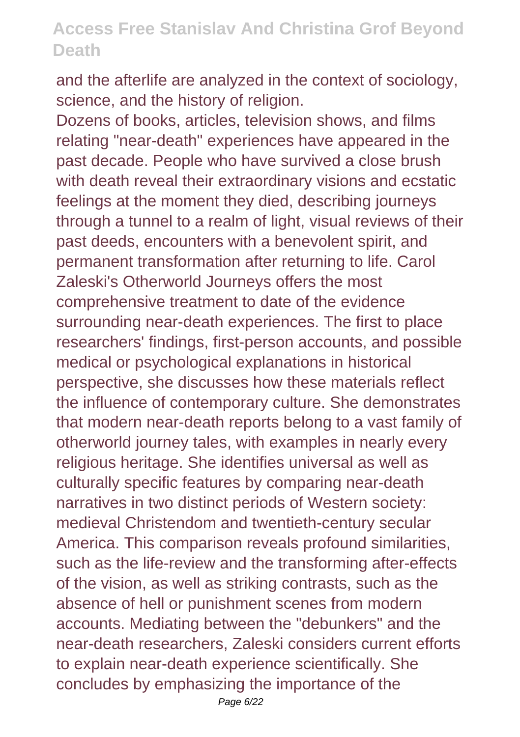and the afterlife are analyzed in the context of sociology, science, and the history of religion.

Dozens of books, articles, television shows, and films relating "near-death" experiences have appeared in the past decade. People who have survived a close brush with death reveal their extraordinary visions and ecstatic feelings at the moment they died, describing journeys through a tunnel to a realm of light, visual reviews of their past deeds, encounters with a benevolent spirit, and permanent transformation after returning to life. Carol Zaleski's Otherworld Journeys offers the most comprehensive treatment to date of the evidence surrounding near-death experiences. The first to place researchers' findings, first-person accounts, and possible medical or psychological explanations in historical perspective, she discusses how these materials reflect the influence of contemporary culture. She demonstrates that modern near-death reports belong to a vast family of otherworld journey tales, with examples in nearly every religious heritage. She identifies universal as well as culturally specific features by comparing near-death narratives in two distinct periods of Western society: medieval Christendom and twentieth-century secular America. This comparison reveals profound similarities, such as the life-review and the transforming after-effects of the vision, as well as striking contrasts, such as the absence of hell or punishment scenes from modern accounts. Mediating between the "debunkers" and the near-death researchers, Zaleski considers current efforts to explain near-death experience scientifically. She concludes by emphasizing the importance of the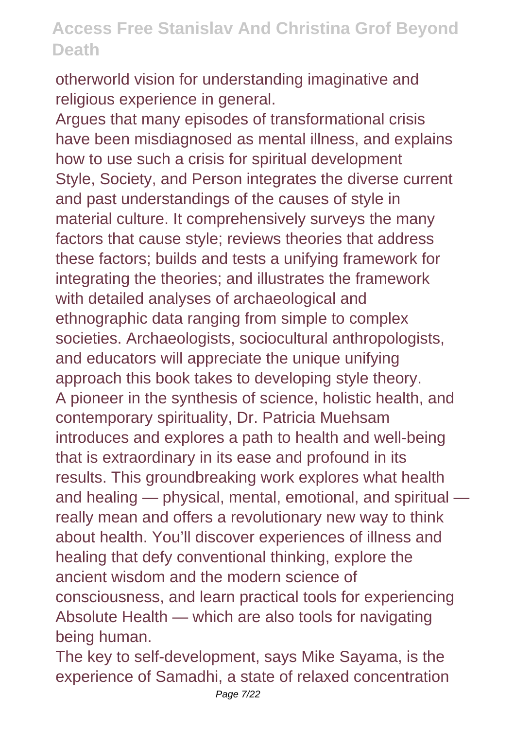otherworld vision for understanding imaginative and religious experience in general.

Argues that many episodes of transformational crisis have been misdiagnosed as mental illness, and explains how to use such a crisis for spiritual development

Style, Society, and Person integrates the diverse current and past understandings of the causes of style in material culture. It comprehensively surveys the many factors that cause style; reviews theories that address these factors; builds and tests a unifying framework for integrating the theories; and illustrates the framework with detailed analyses of archaeological and ethnographic data ranging from simple to complex societies. Archaeologists, sociocultural anthropologists, and educators will appreciate the unique unifying approach this book takes to developing style theory.

A pioneer in the synthesis of science, holistic health, and contemporary spirituality, Dr. Patricia Muehsam introduces and explores a path to health and well-being that is extraordinary in its ease and profound in its results. This groundbreaking work explores what health and healing — physical, mental, emotional, and spiritual — really mean and offers a revolutionary new way to think about health. You'll discover experiences of illness and healing that defy conventional thinking, explore the ancient wisdom and the modern science of consciousness, and learn practical tools for experiencing Absolute Health — which are also tools for navigating being human.

The key to self-development, says Mike Sayama, is the experience of Samadhi, a state of relaxed concentration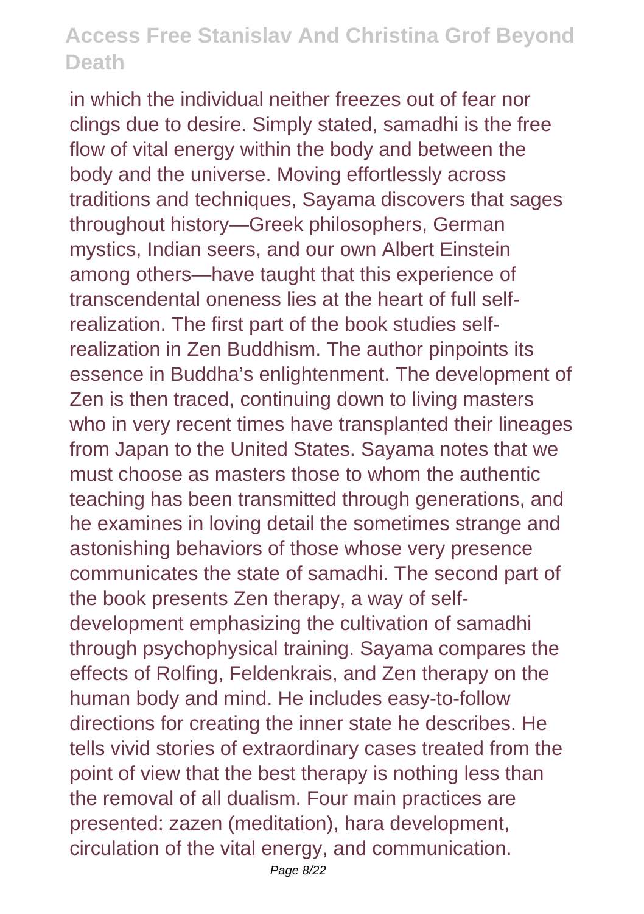in which the individual neither freezes out of fear nor clings due to desire. Simply stated, samadhi is the free flow of vital energy within the body and between the body and the universe. Moving effortlessly across traditions and techniques, Sayama discovers that sages throughout history—Greek philosophers, German mystics, Indian seers, and our own Albert Einstein among others—have taught that this experience of transcendental oneness lies at the heart of full self-realization. The first part of the book studies self-realization in Zen Buddhism. The author pinpoints its essence in Buddha's enlightenment. The development of Zen is then traced, continuing down to living masters who in very recent times have transplanted their lineages from Japan to the United States. Sayama notes that we must choose as masters those to whom the authentic teaching has been transmitted through generations, and he examines in loving detail the sometimes strange and astonishing behaviors of those whose very presence communicates the state of samadhi. The second part of the book presents Zen therapy, a way of self-development emphasizing the cultivation of samadhi through psychophysical training. Sayama compares the effects of Rolfing, Feldenkrais, and Zen therapy on the human body and mind. He includes easy-to-follow directions for creating the inner state he describes. He tells vivid stories of extraordinary cases treated from the point of view that the best therapy is nothing less than the removal of all dualism. Four main practices are presented: zazen (meditation), hara development, circulation of the vital energy, and communication.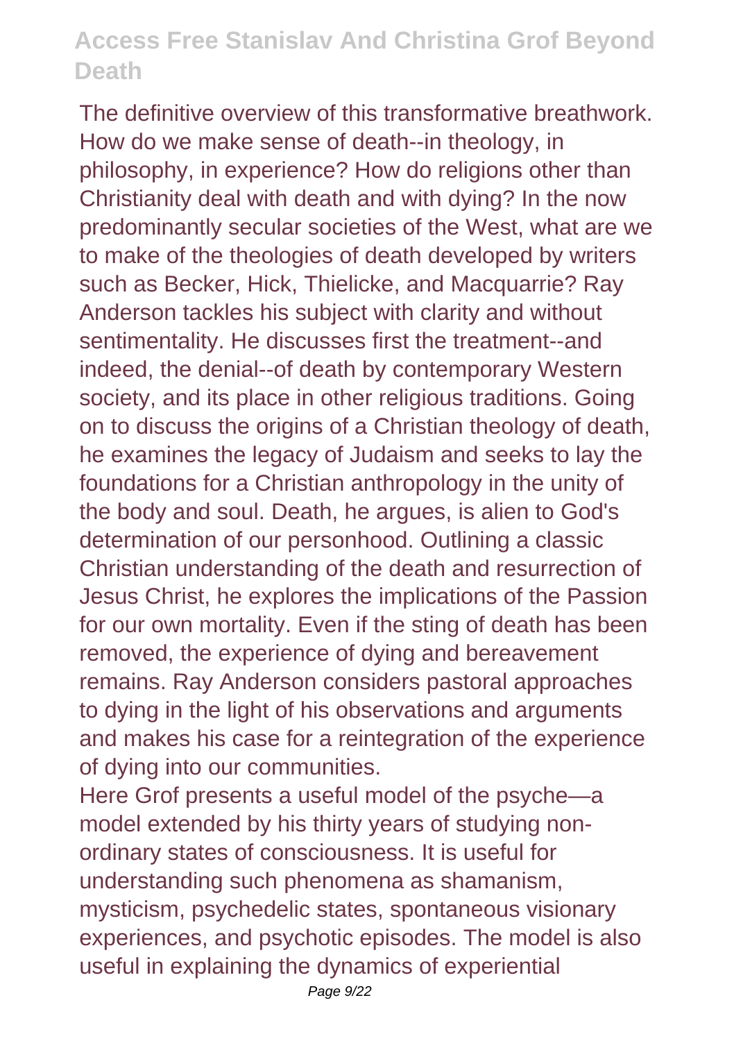The definitive overview of this transformative breathwork. How do we make sense of death--in theology, in philosophy, in experience? How do religions other than Christianity deal with death and with dying? In the now predominantly secular societies of the West, what are we to make of the theologies of death developed by writers such as Becker, Hick, Thielicke, and Macquarrie? Ray Anderson tackles his subject with clarity and without sentimentality. He discusses first the treatment--and indeed, the denial--of death by contemporary Western society, and its place in other religious traditions. Going on to discuss the origins of a Christian theology of death, he examines the legacy of Judaism and seeks to lay the foundations for a Christian anthropology in the unity of the body and soul. Death, he argues, is alien to God's determination of our personhood. Outlining a classic Christian understanding of the death and resurrection of Jesus Christ, he explores the implications of the Passion for our own mortality. Even if the sting of death has been removed, the experience of dying and bereavement remains. Ray Anderson considers pastoral approaches to dying in the light of his observations and arguments and makes his case for a reintegration of the experience of dying into our communities.

Here Grof presents a useful model of the psyche—a model extended by his thirty years of studying non-ordinary states of consciousness. It is useful for understanding such phenomena as shamanism, mysticism, psychedelic states, spontaneous visionary experiences, and psychotic episodes. The model is also useful in explaining the dynamics of experiential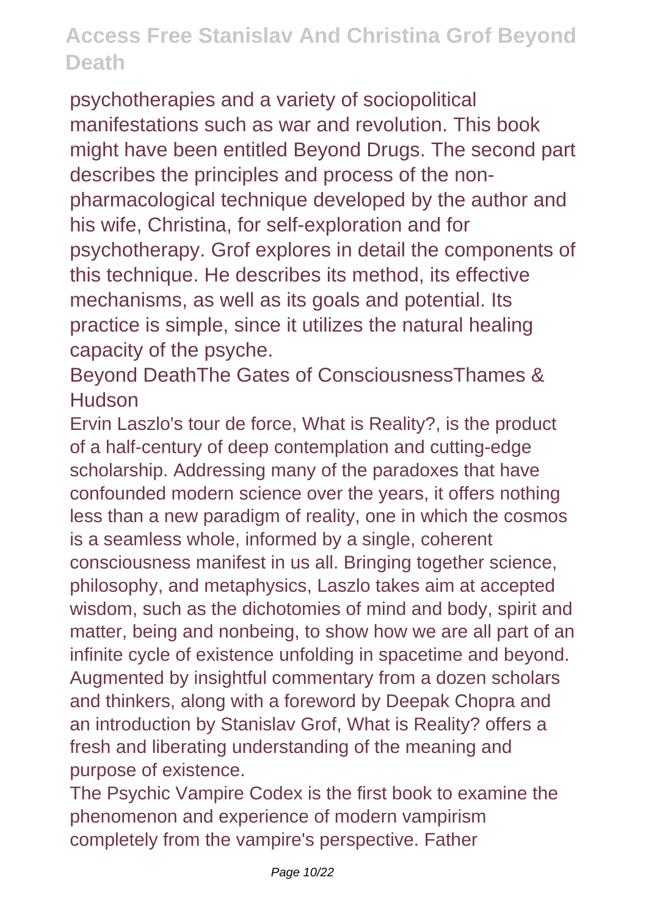psychotherapies and a variety of sociopolitical manifestations such as war and revolution. This book might have been entitled Beyond Drugs. The second part describes the principles and process of the non-pharmacological technique developed by the author and his wife, Christina, for self-exploration and for psychotherapy. Grof explores in detail the components of this technique. He describes its method, its effective mechanisms, as well as its goals and potential. Its practice is simple, since it utilizes the natural healing capacity of the psyche.

Beyond DeathThe Gates of ConsciousnessThames & Hudson

Ervin Laszlo's tour de force, What is Reality?, is the product of a half-century of deep contemplation and cutting-edge scholarship. Addressing many of the paradoxes that have confounded modern science over the years, it offers nothing less than a new paradigm of reality, one in which the cosmos is a seamless whole, informed by a single, coherent consciousness manifest in us all. Bringing together science, philosophy, and metaphysics, Laszlo takes aim at accepted wisdom, such as the dichotomies of mind and body, spirit and matter, being and nonbeing, to show how we are all part of an infinite cycle of existence unfolding in spacetime and beyond. Augmented by insightful commentary from a dozen scholars and thinkers, along with a foreword by Deepak Chopra and an introduction by Stanislav Grof, What is Reality? offers a fresh and liberating understanding of the meaning and purpose of existence.

The Psychic Vampire Codex is the first book to examine the phenomenon and experience of modern vampirism completely from the vampire's perspective. Father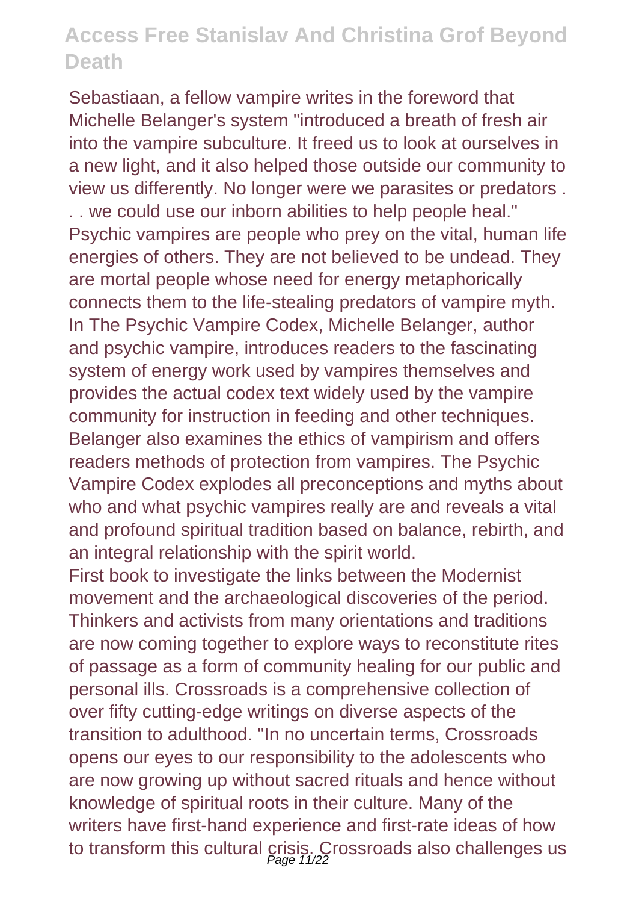Sebastiaan, a fellow vampire writes in the foreword that Michelle Belanger's system "introduced a breath of fresh air into the vampire subculture. It freed us to look at ourselves in a new light, and it also helped those outside our community to view us differently. No longer were we parasites or predators . . . we could use our inborn abilities to help people heal." Psychic vampires are people who prey on the vital, human life energies of others. They are not believed to be undead. They are mortal people whose need for energy metaphorically connects them to the life-stealing predators of vampire myth. In The Psychic Vampire Codex, Michelle Belanger, author and psychic vampire, introduces readers to the fascinating system of energy work used by vampires themselves and provides the actual codex text widely used by the vampire community for instruction in feeding and other techniques. Belanger also examines the ethics of vampirism and offers readers methods of protection from vampires. The Psychic Vampire Codex explodes all preconceptions and myths about who and what psychic vampires really are and reveals a vital and profound spiritual tradition based on balance, rebirth, and an integral relationship with the spirit world.

First book to investigate the links between the Modernist movement and the archaeological discoveries of the period. Thinkers and activists from many orientations and traditions are now coming together to explore ways to reconstitute rites of passage as a form of community healing for our public and personal ills. Crossroads is a comprehensive collection of over fifty cutting-edge writings on diverse aspects of the transition to adulthood. "In no uncertain terms, Crossroads opens our eyes to our responsibility to the adolescents who are now growing up without sacred rituals and hence without knowledge of spiritual roots in their culture. Many of the writers have first-hand experience and first-rate ideas of how to transform this cultural crisis. Crossroads also challenges us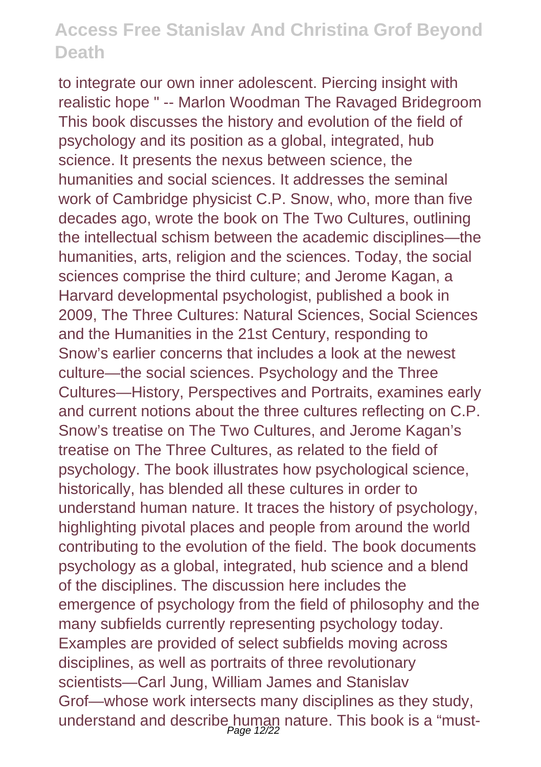to integrate our own inner adolescent. Piercing insight with realistic hope " -- Marlon Woodman The Ravaged Bridegroom This book discusses the history and evolution of the field of psychology and its position as a global, integrated, hub science. It presents the nexus between science, the humanities and social sciences. It addresses the seminal work of Cambridge physicist C.P. Snow, who, more than five decades ago, wrote the book on The Two Cultures, outlining the intellectual schism between the academic disciplines—the humanities, arts, religion and the sciences. Today, the social sciences comprise the third culture; and Jerome Kagan, a Harvard developmental psychologist, published a book in 2009, The Three Cultures: Natural Sciences, Social Sciences and the Humanities in the 21st Century, responding to Snow's earlier concerns that includes a look at the newest culture—the social sciences. Psychology and the Three Cultures—History, Perspectives and Portraits, examines early and current notions about the three cultures reflecting on C.P. Snow's treatise on The Two Cultures, and Jerome Kagan's treatise on The Three Cultures, as related to the field of psychology. The book illustrates how psychological science, historically, has blended all these cultures in order to understand human nature. It traces the history of psychology, highlighting pivotal places and people from around the world contributing to the evolution of the field. The book documents psychology as a global, integrated, hub science and a blend of the disciplines. The discussion here includes the emergence of psychology from the field of philosophy and the many subfields currently representing psychology today. Examples are provided of select subfields moving across disciplines, as well as portraits of three revolutionary scientists—Carl Jung, William James and Stanislav Grof—whose work intersects many disciplines as they study, understand and describe human nature. This book is a "must-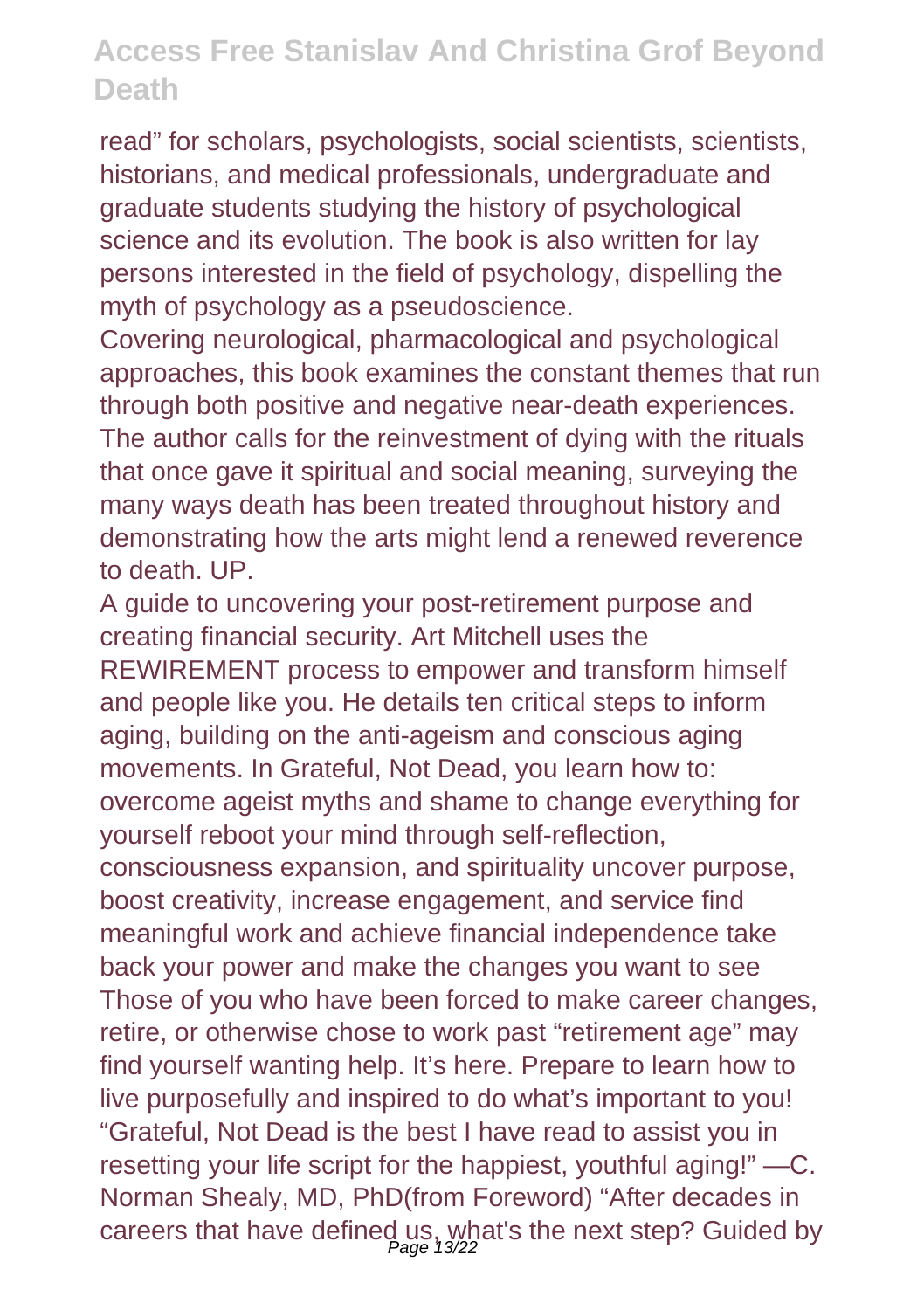read" for scholars, psychologists, social scientists, scientists, historians, and medical professionals, undergraduate and graduate students studying the history of psychological science and its evolution. The book is also written for lay persons interested in the field of psychology, dispelling the myth of psychology as a pseudoscience.

Covering neurological, pharmacological and psychological approaches, this book examines the constant themes that run through both positive and negative near-death experiences. The author calls for the reinvestment of dying with the rituals that once gave it spiritual and social meaning, surveying the many ways death has been treated throughout history and demonstrating how the arts might lend a renewed reverence to death. UP.

A guide to uncovering your post-retirement purpose and creating financial security. Art Mitchell uses the REWIREMENT process to empower and transform himself and people like you. He details ten critical steps to inform aging, building on the anti-ageism and conscious aging movements. In Grateful, Not Dead, you learn how to: overcome ageist myths and shame to change everything for yourself reboot your mind through self-reflection, consciousness expansion, and spirituality uncover purpose, boost creativity, increase engagement, and service find meaningful work and achieve financial independence take back your power and make the changes you want to see Those of you who have been forced to make career changes, retire, or otherwise chose to work past "retirement age" may find yourself wanting help. It's here. Prepare to learn how to live purposefully and inspired to do what's important to you! "Grateful, Not Dead is the best I have read to assist you in resetting your life script for the happiest, youthful aging!" —C. Norman Shealy, MD, PhD(from Foreword) "After decades in careers that have defined us, what's the next step? Guided by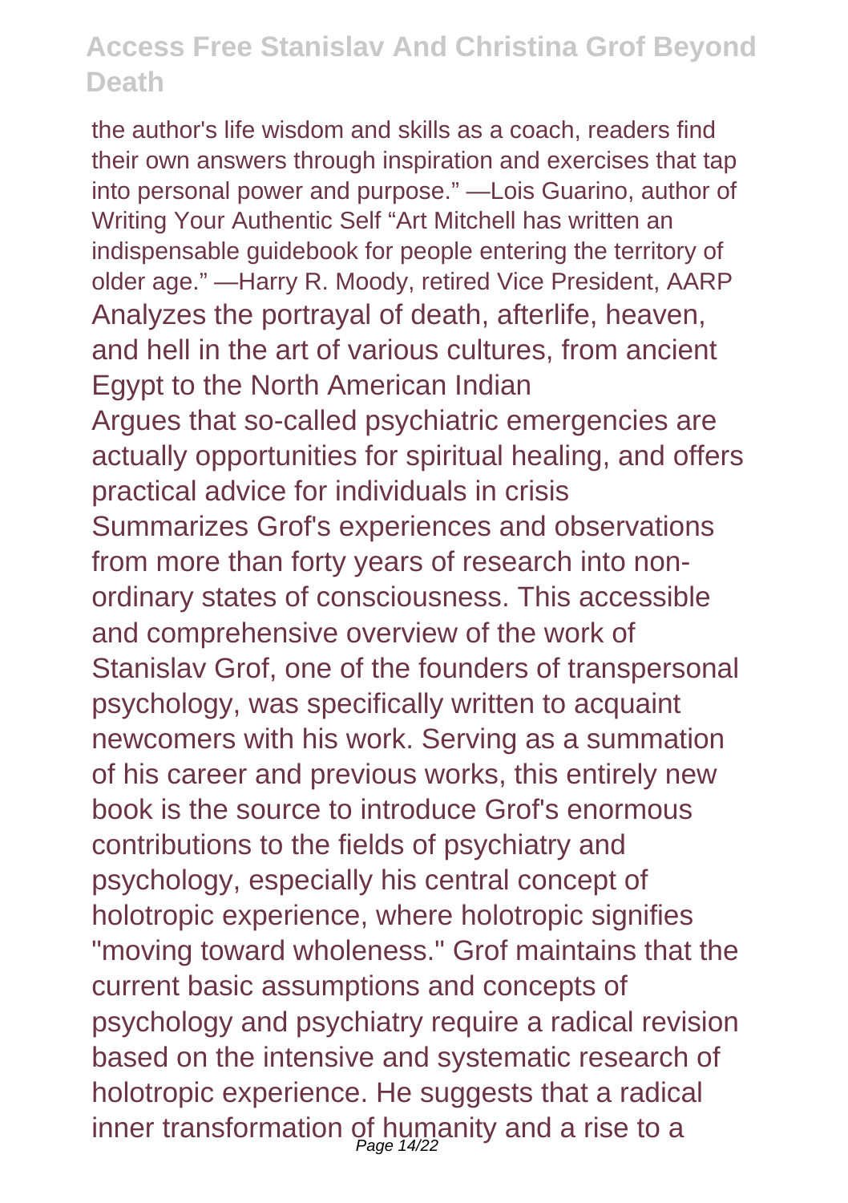the author's life wisdom and skills as a coach, readers find their own answers through inspiration and exercises that tap into personal power and purpose." —Lois Guarino, author of Writing Your Authentic Self "Art Mitchell has written an indispensable guidebook for people entering the territory of older age." —Harry R. Moody, retired Vice President, AARP

Analyzes the portrayal of death, afterlife, heaven, and hell in the art of various cultures, from ancient Egypt to the North American Indian

Argues that so-called psychiatric emergencies are actually opportunities for spiritual healing, and offers practical advice for individuals in crisis

Summarizes Grof's experiences and observations from more than forty years of research into non-ordinary states of consciousness. This accessible and comprehensive overview of the work of Stanislav Grof, one of the founders of transpersonal psychology, was specifically written to acquaint newcomers with his work. Serving as a summation of his career and previous works, this entirely new book is the source to introduce Grof's enormous contributions to the fields of psychiatry and psychology, especially his central concept of holotropic experience, where holotropic signifies "moving toward wholeness." Grof maintains that the current basic assumptions and concepts of psychology and psychiatry require a radical revision based on the intensive and systematic research of holotropic experience. He suggests that a radical inner transformation of humanity and a rise to a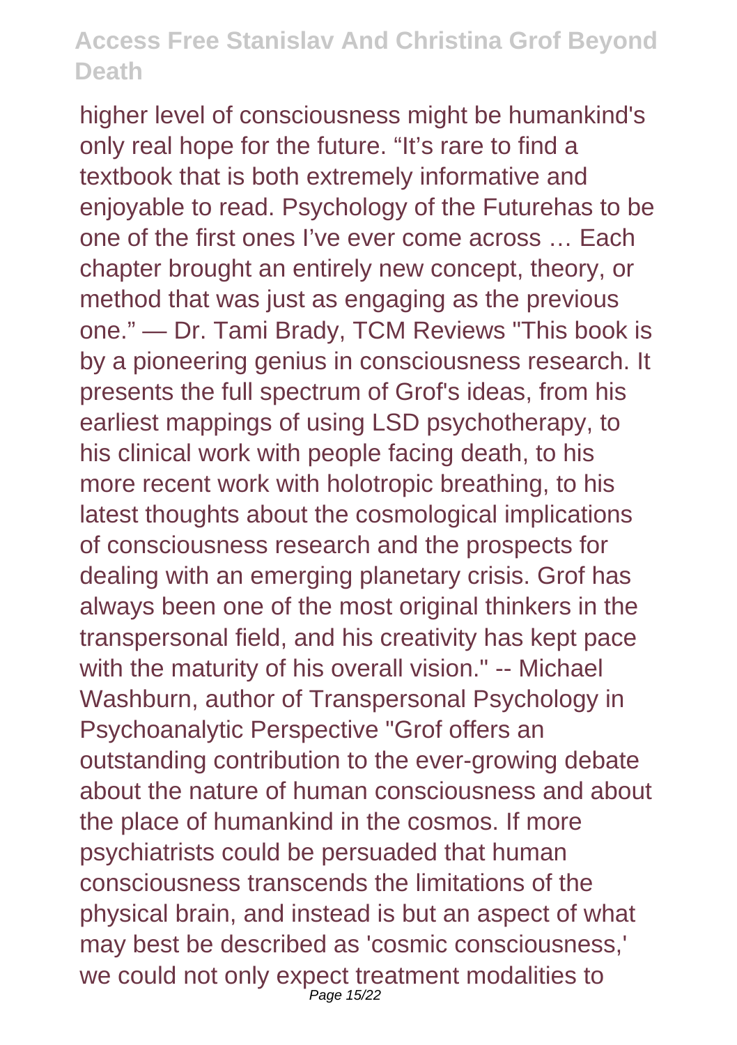higher level of consciousness might be humankind's only real hope for the future. “It’s rare to find a textbook that is both extremely informative and enjoyable to read. Psychology of the Futurehas to be one of the first ones I’ve ever come across … Each chapter brought an entirely new concept, theory, or method that was just as engaging as the previous one.” — Dr. Tami Brady, TCM Reviews "This book is by a pioneering genius in consciousness research. It presents the full spectrum of Grof's ideas, from his earliest mappings of using LSD psychotherapy, to his clinical work with people facing death, to his more recent work with holotropic breathing, to his latest thoughts about the cosmological implications of consciousness research and the prospects for dealing with an emerging planetary crisis. Grof has always been one of the most original thinkers in the transpersonal field, and his creativity has kept pace with the maturity of his overall vision." -- Michael Washburn, author of Transpersonal Psychology in Psychoanalytic Perspective "Grof offers an outstanding contribution to the ever-growing debate about the nature of human consciousness and about the place of humankind in the cosmos. If more psychiatrists could be persuaded that human consciousness transcends the limitations of the physical brain, and instead is but an aspect of what may best be described as 'cosmic consciousness,' we could not only expect treatment modalities to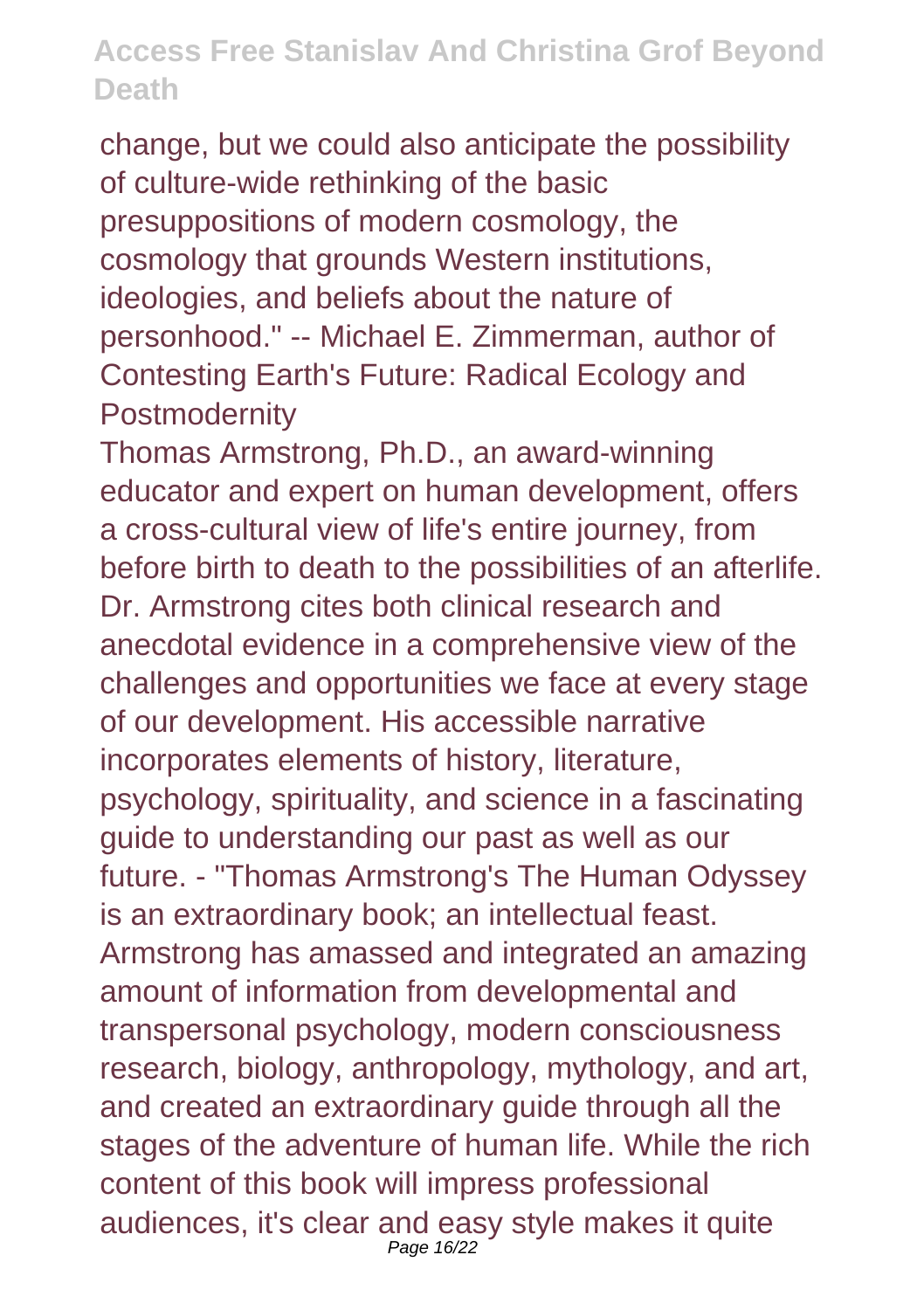change, but we could also anticipate the possibility of culture-wide rethinking of the basic presuppositions of modern cosmology, the cosmology that grounds Western institutions, ideologies, and beliefs about the nature of personhood." -- Michael E. Zimmerman, author of Contesting Earth's Future: Radical Ecology and Postmodernity

Thomas Armstrong, Ph.D., an award-winning educator and expert on human development, offers a cross-cultural view of life's entire journey, from before birth to death to the possibilities of an afterlife. Dr. Armstrong cites both clinical research and anecdotal evidence in a comprehensive view of the challenges and opportunities we face at every stage of our development. His accessible narrative incorporates elements of history, literature, psychology, spirituality, and science in a fascinating guide to understanding our past as well as our future. - "Thomas Armstrong's The Human Odyssey is an extraordinary book; an intellectual feast. Armstrong has amassed and integrated an amazing amount of information from developmental and transpersonal psychology, modern consciousness research, biology, anthropology, mythology, and art, and created an extraordinary guide through all the stages of the adventure of human life. While the rich content of this book will impress professional audiences, it's clear and easy style makes it quite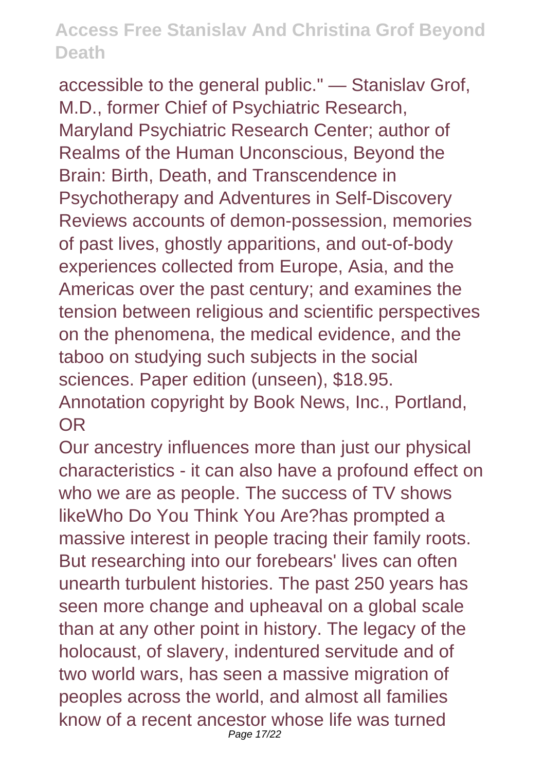accessible to the general public." — Stanislav Grof, M.D., former Chief of Psychiatric Research, Maryland Psychiatric Research Center; author of Realms of the Human Unconscious, Beyond the Brain: Birth, Death, and Transcendence in Psychotherapy and Adventures in Self-Discovery Reviews accounts of demon-possession, memories of past lives, ghostly apparitions, and out-of-body experiences collected from Europe, Asia, and the Americas over the past century; and examines the tension between religious and scientific perspectives on the phenomena, the medical evidence, and the taboo on studying such subjects in the social sciences. Paper edition (unseen), $18.95. Annotation copyright by Book News, Inc., Portland, OR

Our ancestry influences more than just our physical characteristics - it can also have a profound effect on who we are as people. The success of TV shows likeWho Do You Think You Are?has prompted a massive interest in people tracing their family roots. But researching into our forebears' lives can often unearth turbulent histories. The past 250 years has seen more change and upheaval on a global scale than at any other point in history. The legacy of the holocaust, of slavery, indentured servitude and of two world wars, has seen a massive migration of peoples across the world, and almost all families know of a recent ancestor whose life was turned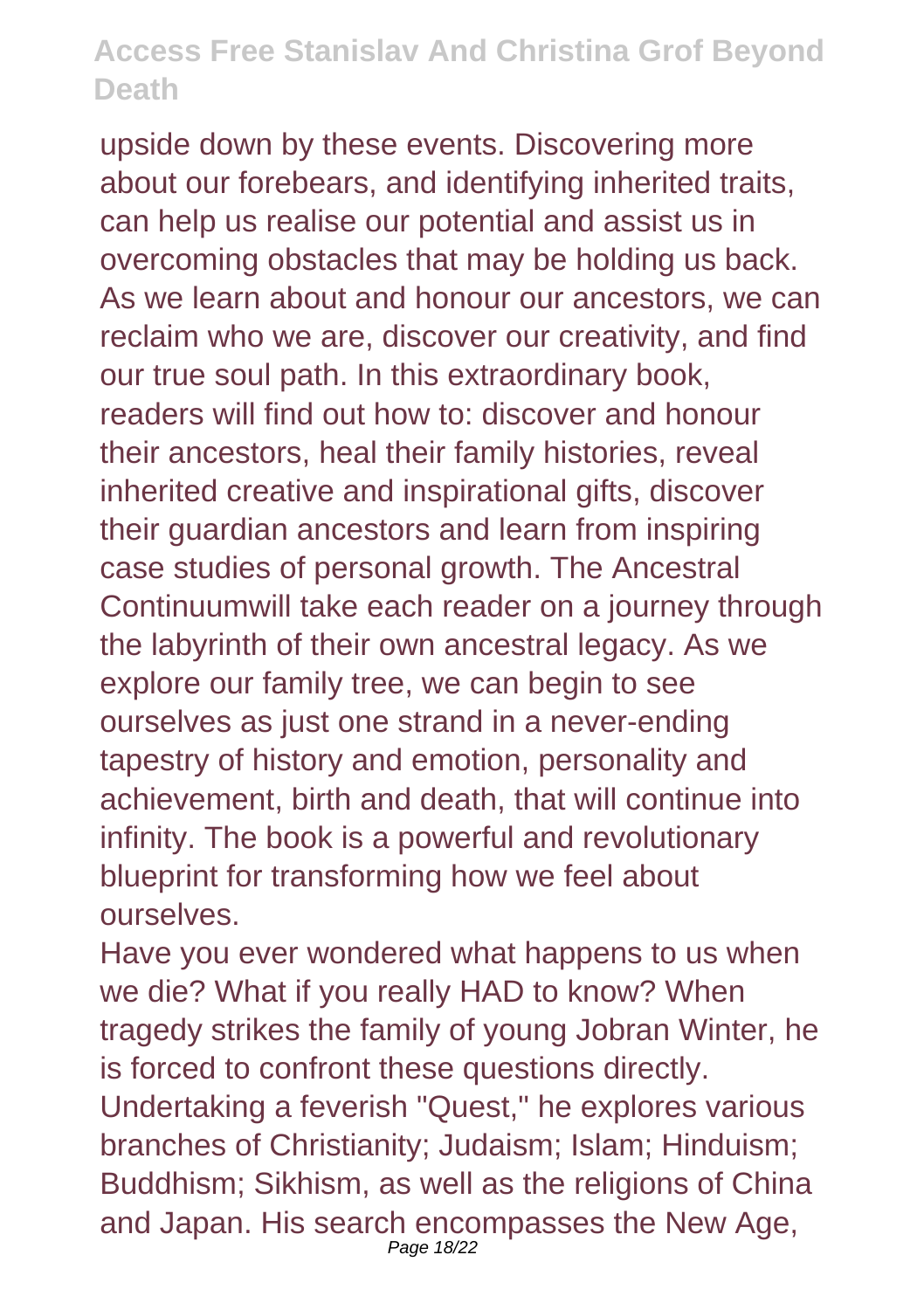upside down by these events. Discovering more about our forebears, and identifying inherited traits, can help us realise our potential and assist us in overcoming obstacles that may be holding us back. As we learn about and honour our ancestors, we can reclaim who we are, discover our creativity, and find our true soul path. In this extraordinary book, readers will find out how to: discover and honour their ancestors, heal their family histories, reveal inherited creative and inspirational gifts, discover their guardian ancestors and learn from inspiring case studies of personal growth. The Ancestral Continuumwill take each reader on a journey through the labyrinth of their own ancestral legacy. As we explore our family tree, we can begin to see ourselves as just one strand in a never-ending tapestry of history and emotion, personality and achievement, birth and death, that will continue into infinity. The book is a powerful and revolutionary blueprint for transforming how we feel about ourselves.

Have you ever wondered what happens to us when we die? What if you really HAD to know? When tragedy strikes the family of young Jobran Winter, he is forced to confront these questions directly. Undertaking a feverish "Quest," he explores various branches of Christianity; Judaism; Islam; Hinduism; Buddhism; Sikhism, as well as the religions of China and Japan. His search encompasses the New Age,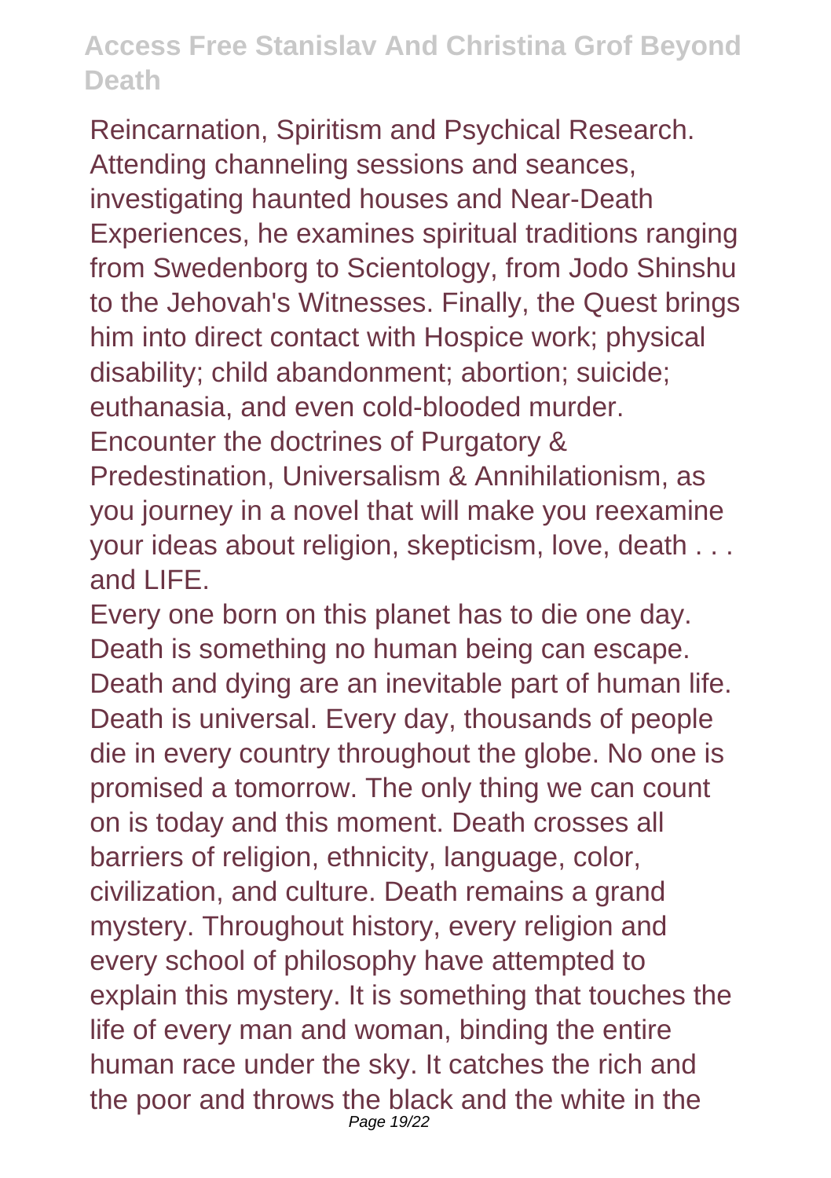Reincarnation, Spiritism and Psychical Research. Attending channeling sessions and seances, investigating haunted houses and Near-Death Experiences, he examines spiritual traditions ranging from Swedenborg to Scientology, from Jodo Shinshu to the Jehovah's Witnesses. Finally, the Quest brings him into direct contact with Hospice work; physical disability; child abandonment; abortion; suicide; euthanasia, and even cold-blooded murder. Encounter the doctrines of Purgatory & Predestination, Universalism & Annihilationism, as you journey in a novel that will make you reexamine your ideas about religion, skepticism, love, death . . . and LIFE.

Every one born on this planet has to die one day. Death is something no human being can escape. Death and dying are an inevitable part of human life. Death is universal. Every day, thousands of people die in every country throughout the globe. No one is promised a tomorrow. The only thing we can count on is today and this moment. Death crosses all barriers of religion, ethnicity, language, color, civilization, and culture. Death remains a grand mystery. Throughout history, every religion and every school of philosophy have attempted to explain this mystery. It is something that touches the life of every man and woman, binding the entire human race under the sky. It catches the rich and the poor and throws the black and the white in the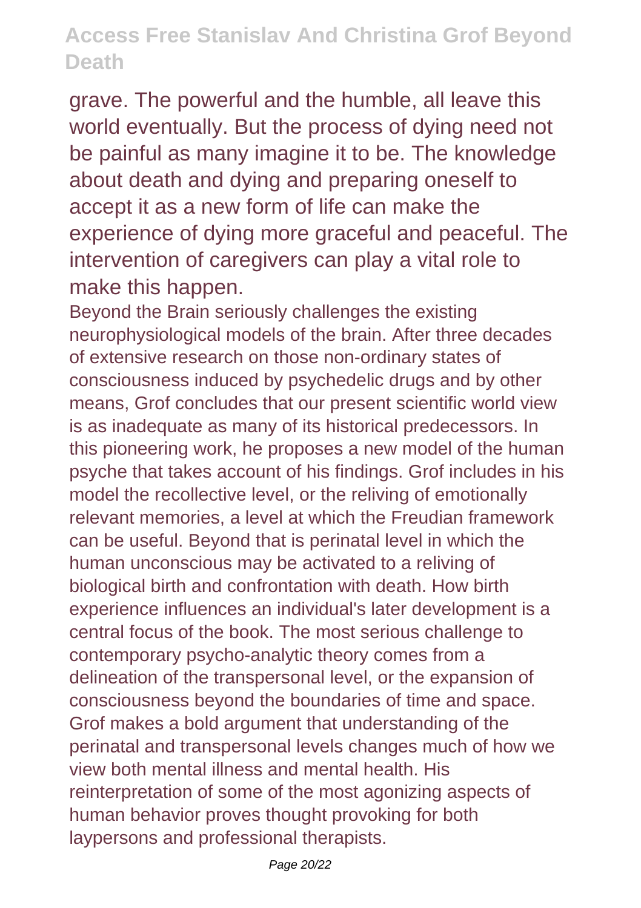grave. The powerful and the humble, all leave this world eventually. But the process of dying need not be painful as many imagine it to be. The knowledge about death and dying and preparing oneself to accept it as a new form of life can make the experience of dying more graceful and peaceful. The intervention of caregivers can play a vital role to make this happen.

Beyond the Brain seriously challenges the existing neurophysiological models of the brain. After three decades of extensive research on those non-ordinary states of consciousness induced by psychedelic drugs and by other means, Grof concludes that our present scientific world view is as inadequate as many of its historical predecessors. In this pioneering work, he proposes a new model of the human psyche that takes account of his findings. Grof includes in his model the recollective level, or the reliving of emotionally relevant memories, a level at which the Freudian framework can be useful. Beyond that is perinatal level in which the human unconscious may be activated to a reliving of biological birth and confrontation with death. How birth experience influences an individual's later development is a central focus of the book. The most serious challenge to contemporary psycho-analytic theory comes from a delineation of the transpersonal level, or the expansion of consciousness beyond the boundaries of time and space. Grof makes a bold argument that understanding of the perinatal and transpersonal levels changes much of how we view both mental illness and mental health. His reinterpretation of some of the most agonizing aspects of human behavior proves thought provoking for both laypersons and professional therapists.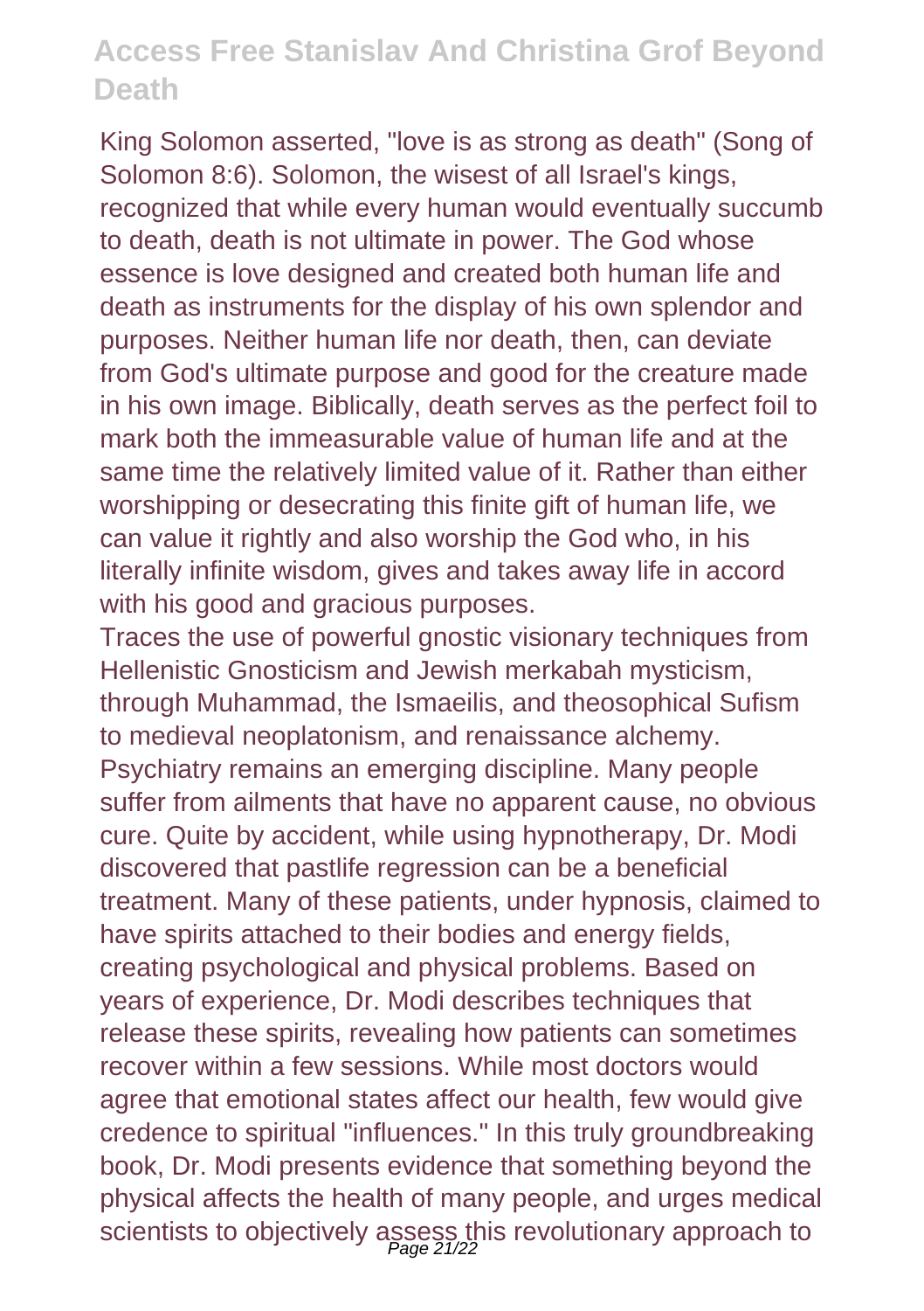King Solomon asserted, "love is as strong as death" (Song of Solomon 8:6). Solomon, the wisest of all Israel's kings, recognized that while every human would eventually succumb to death, death is not ultimate in power. The God whose essence is love designed and created both human life and death as instruments for the display of his own splendor and purposes. Neither human life nor death, then, can deviate from God's ultimate purpose and good for the creature made in his own image. Biblically, death serves as the perfect foil to mark both the immeasurable value of human life and at the same time the relatively limited value of it. Rather than either worshipping or desecrating this finite gift of human life, we can value it rightly and also worship the God who, in his literally infinite wisdom, gives and takes away life in accord with his good and gracious purposes.

Traces the use of powerful gnostic visionary techniques from Hellenistic Gnosticism and Jewish merkabah mysticism, through Muhammad, the Ismaeilis, and theosophical Sufism to medieval neoplatonism, and renaissance alchemy.

Psychiatry remains an emerging discipline. Many people suffer from ailments that have no apparent cause, no obvious cure. Quite by accident, while using hypnotherapy, Dr. Modi discovered that pastlife regression can be a beneficial treatment. Many of these patients, under hypnosis, claimed to have spirits attached to their bodies and energy fields, creating psychological and physical problems. Based on years of experience, Dr. Modi describes techniques that release these spirits, revealing how patients can sometimes recover within a few sessions. While most doctors would agree that emotional states affect our health, few would give credence to spiritual "influences." In this truly groundbreaking book, Dr. Modi presents evidence that something beyond the physical affects the health of many people, and urges medical scientists to objectively assess this revolutionary approach to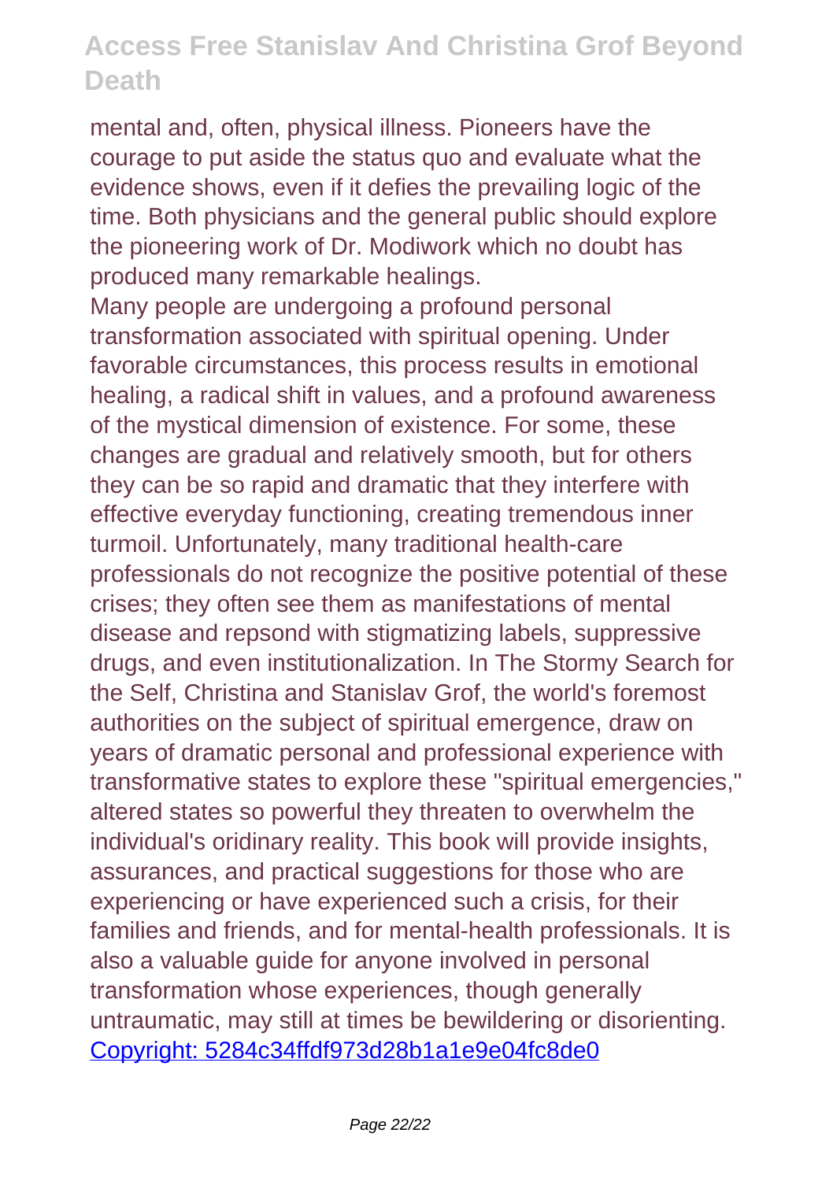mental and, often, physical illness. Pioneers have the courage to put aside the status quo and evaluate what the evidence shows, even if it defies the prevailing logic of the time. Both physicians and the general public should explore the pioneering work of Dr. Modiwork which no doubt has produced many remarkable healings.

Many people are undergoing a profound personal transformation associated with spiritual opening. Under favorable circumstances, this process results in emotional healing, a radical shift in values, and a profound awareness of the mystical dimension of existence. For some, these changes are gradual and relatively smooth, but for others they can be so rapid and dramatic that they interfere with effective everyday functioning, creating tremendous inner turmoil. Unfortunately, many traditional health-care professionals do not recognize the positive potential of these crises; they often see them as manifestations of mental disease and repsond with stigmatizing labels, suppressive drugs, and even institutionalization. In The Stormy Search for the Self, Christina and Stanislav Grof, the world's foremost authorities on the subject of spiritual emergence, draw on years of dramatic personal and professional experience with transformative states to explore these "spiritual emergencies," altered states so powerful they threaten to overwhelm the individual's oridinary reality. This book will provide insights, assurances, and practical suggestions for those who are experiencing or have experienced such a crisis, for their families and friends, and for mental-health professionals. It is also a valuable guide for anyone involved in personal transformation whose experiences, though generally untraumatic, may still at times be bewildering or disorienting.

Copyright: 5284c34ffdf973d28b1a1e9e04fc8de0